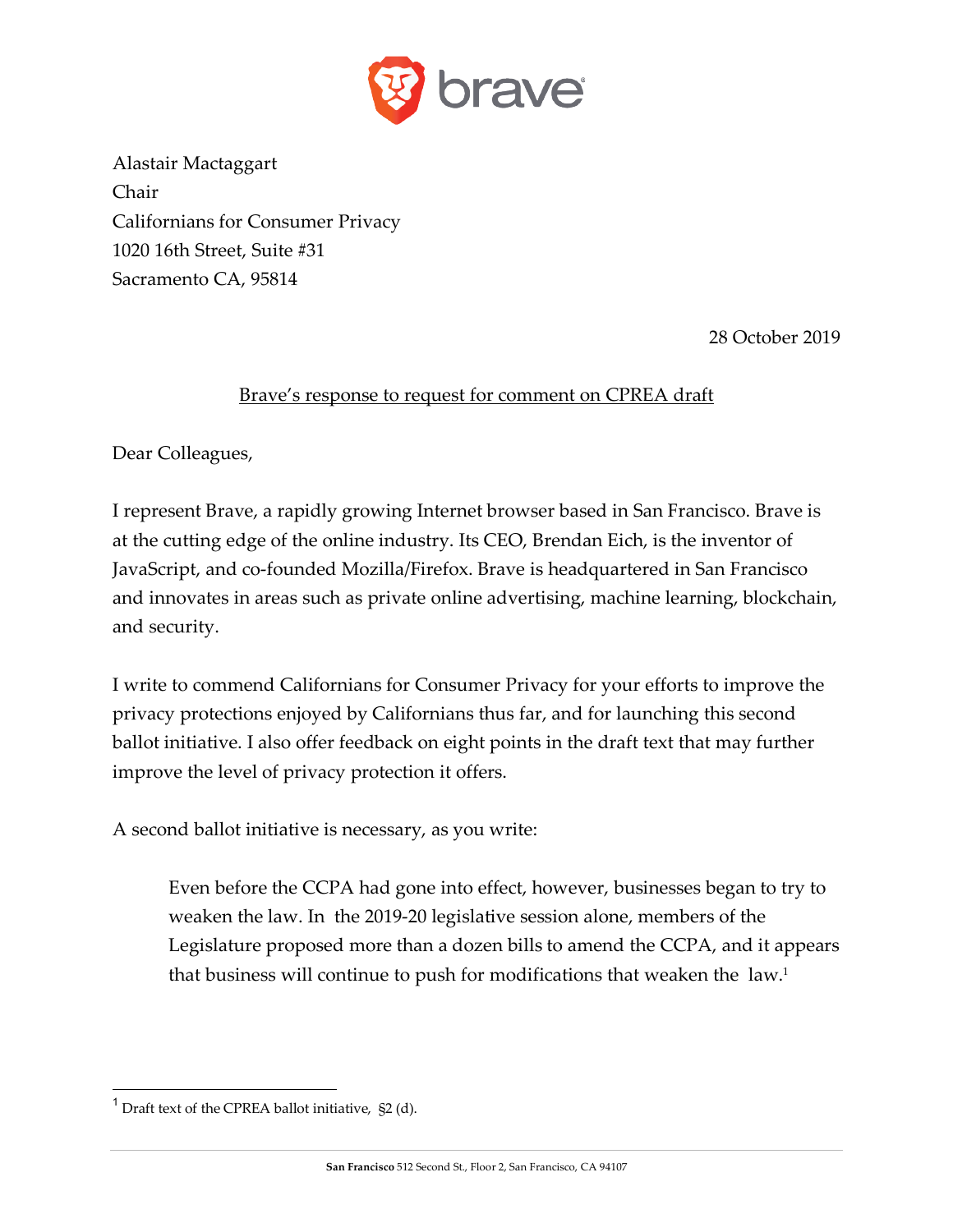Alastair Mactaggart
Chair
Californians for Consumer Privacy
1020 16th Street, Suite #31
Sacramento CA, 95814

28 October 2019

Brave's response to request for comment on CPREA draft

Dear Colleagues,

I represent Brave, a rapidly growing Internet browser based in San Francisco. Brave is at the cutting edge of the online industry. Its CEO, Brendan Eich, is the inventor of JavaScript, and co-founded Mozilla/Firefox. Brave is headquartered in San Francisco and innovates in areas such as private online advertising, machine learning, blockchain, and security.

I write to commend Californians for Consumer Privacy for your efforts to improve the privacy protections enjoyed by Californians thus far, and for launching this second ballot initiative. I also offer feedback on eight points in the draft text that may further improve the level of privacy protection it offers.

A second ballot initiative is necessary, as you write:

> Even before the CCPA had gone into effect, however, businesses began to try to weaken the law. In the 2019-20 legislative session alone, members of the Legislature proposed more than a dozen bills to amend the CCPA, and it appears that business will continue to push for modifications that weaken the law.[1]

[1] Draft text of the CPREA ballot initiative, §2 (d).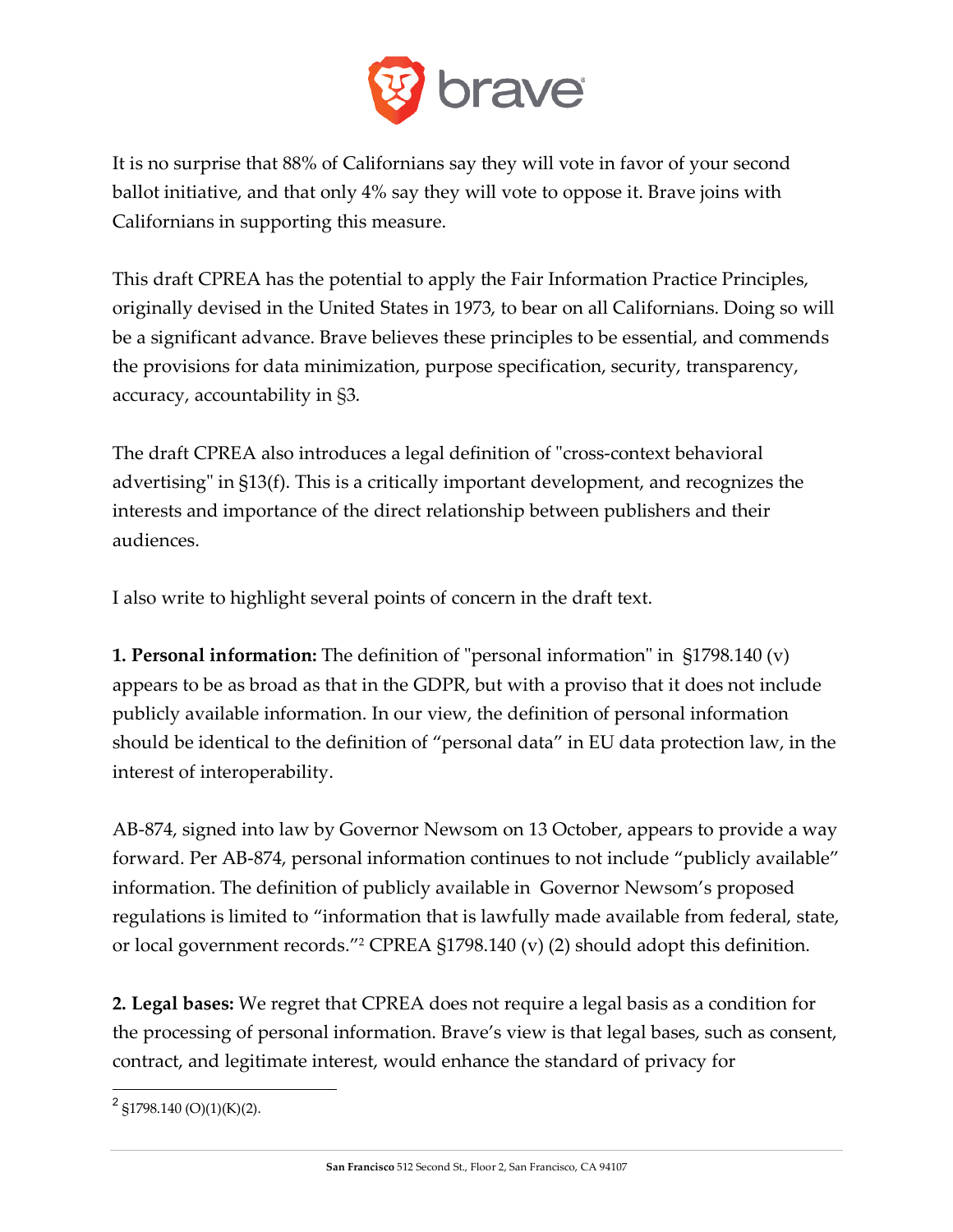It is no surprise that 88% of Californians say they will vote in favor of your second ballot initiative, and that only 4% say they will vote to oppose it. Brave joins with Californians in supporting this measure.

This draft CPREA has the potential to apply the Fair Information Practice Principles, originally devised in the United States in 1973, to bear on all Californians. Doing so will be a significant advance. Brave believes these principles to be essential, and commends the provisions for data minimization, purpose specification, security, transparency, accuracy, accountability in §3.

The draft CPREA also introduces a legal definition of "cross-context behavioral advertising" in §13(f). This is a critically important development, and recognizes the interests and importance of the direct relationship between publishers and their audiences.

I also write to highlight several points of concern in the draft text.

**1. Personal information:** The definition of "personal information" in §1798.140 (v) appears to be as broad as that in the GDPR, but with a proviso that it does not include publicly available information. In our view, the definition of personal information should be identical to the definition of "personal data" in EU data protection law, in the interest of interoperability.

AB-874, signed into law by Governor Newsom on 13 October, appears to provide a way forward. Per AB-874, personal information continues to not include "publicly available" information. The definition of publicly available in Governor Newsom's proposed regulations is limited to "information that is lawfully made available from federal, state, or local government records."[2] CPREA §1798.140 (v) (2) should adopt this definition.

**2. Legal bases:** We regret that CPREA does not require a legal basis as a condition for the processing of personal information. Brave's view is that legal bases, such as consent, contract, and legitimate interest, would enhance the standard of privacy for

[2] §1798.140 (O)(1)(K)(2).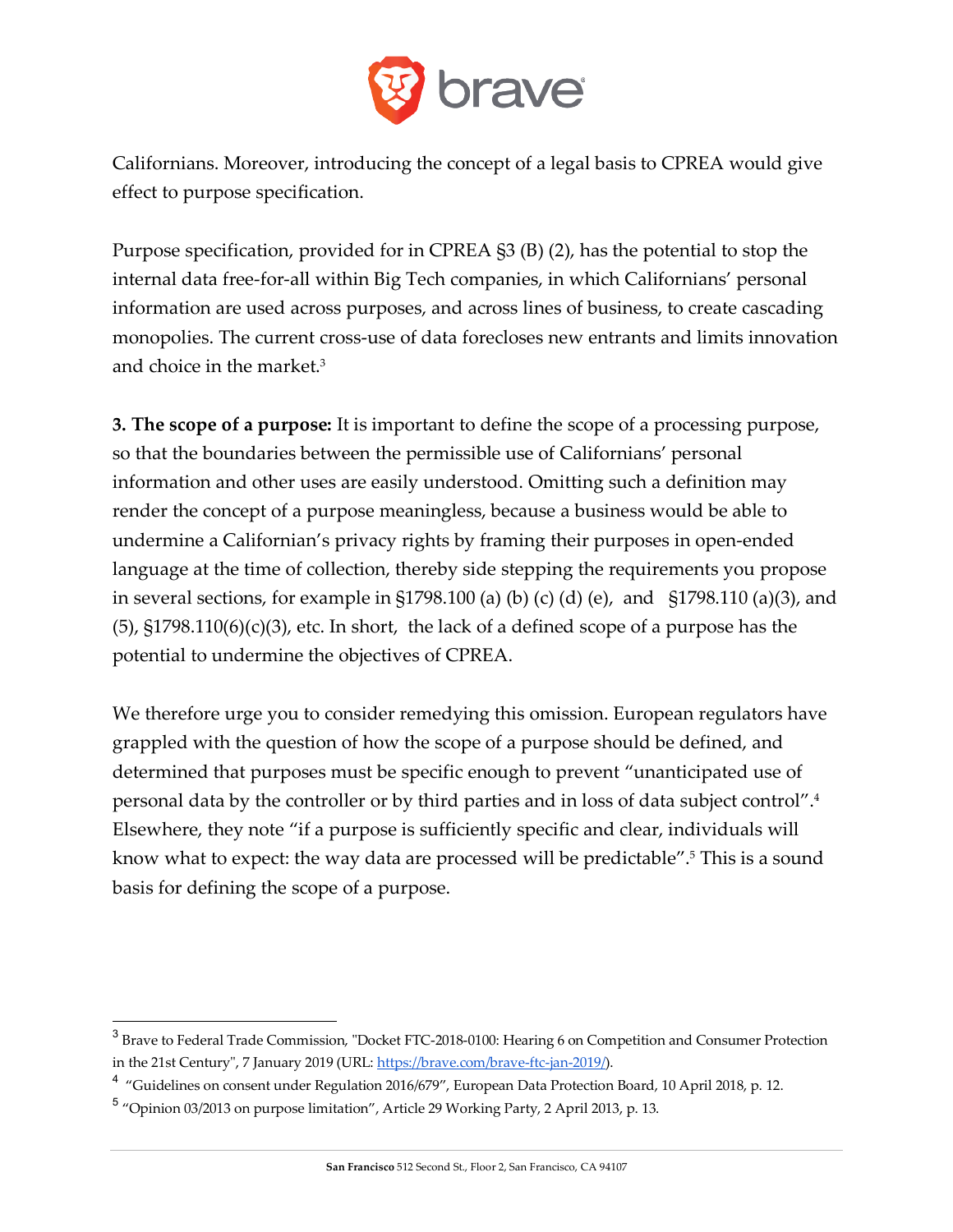Californians. Moreover, introducing the concept of a legal basis to CPREA would give effect to purpose specification.

Purpose specification, provided for in CPREA §3 (B) (2), has the potential to stop the internal data free-for-all within Big Tech companies, in which Californians' personal information are used across purposes, and across lines of business, to create cascading monopolies. The current cross-use of data forecloses new entrants and limits innovation and choice in the market.[3]

**3. The scope of a purpose:** It is important to define the scope of a processing purpose, so that the boundaries between the permissible use of Californians' personal information and other uses are easily understood. Omitting such a definition may render the concept of a purpose meaningless, because a business would be able to undermine a Californian's privacy rights by framing their purposes in open-ended language at the time of collection, thereby side stepping the requirements you propose in several sections, for example in §1798.100 (a) (b) (c) (d) (e), and §1798.110 (a)(3), and (5), §1798.110(6)(c)(3), etc. In short, the lack of a defined scope of a purpose has the potential to undermine the objectives of CPREA.

We therefore urge you to consider remedying this omission. European regulators have grappled with the question of how the scope of a purpose should be defined, and determined that purposes must be specific enough to prevent "unanticipated use of personal data by the controller or by third parties and in loss of data subject control".[4] Elsewhere, they note "if a purpose is sufficiently specific and clear, individuals will know what to expect: the way data are processed will be predictable".[5] This is a sound basis for defining the scope of a purpose.

---

[3] Brave to Federal Trade Commission, "Docket FTC-2018-0100: Hearing 6 on Competition and Consumer Protection in the 21st Century", 7 January 2019 (URL: https://brave.com/brave-ftc-jan-2019/).

[4] "Guidelines on consent under Regulation 2016/679", European Data Protection Board, 10 April 2018, p. 12.

[5] "Opinion 03/2013 on purpose limitation", Article 29 Working Party, 2 April 2013, p. 13.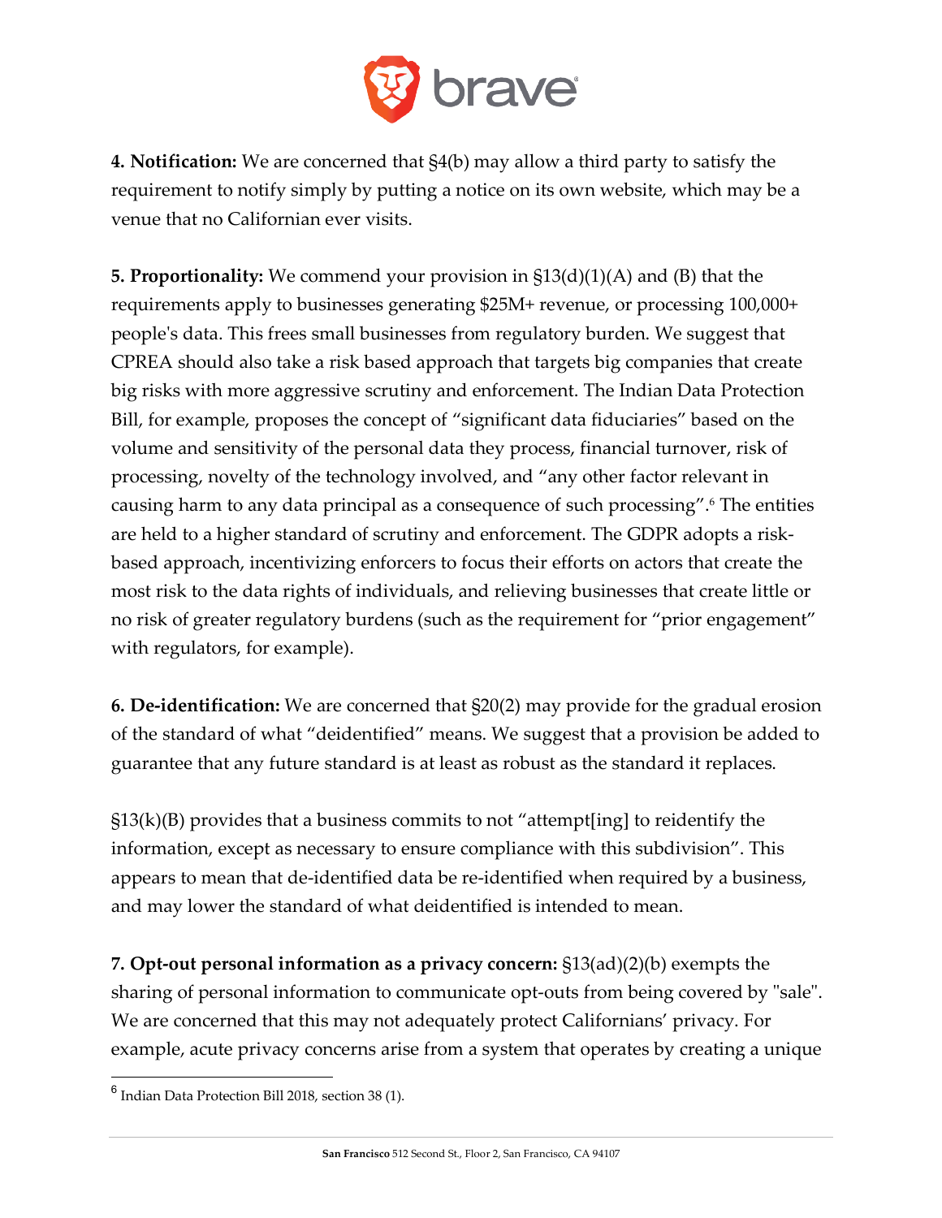**4. Notification:** We are concerned that §4(b) may allow a third party to satisfy the requirement to notify simply by putting a notice on its own website, which may be a venue that no Californian ever visits.

**5. Proportionality:** We commend your provision in §13(d)(1)(A) and (B) that the requirements apply to businesses generating $25M+ revenue, or processing 100,000+ people's data. This frees small businesses from regulatory burden. We suggest that CPREA should also take a risk based approach that targets big companies that create big risks with more aggressive scrutiny and enforcement. The Indian Data Protection Bill, for example, proposes the concept of "significant data fiduciaries" based on the volume and sensitivity of the personal data they process, financial turnover, risk of processing, novelty of the technology involved, and "any other factor relevant in causing harm to any data principal as a consequence of such processing".[6] The entities are held to a higher standard of scrutiny and enforcement. The GDPR adopts a risk-based approach, incentivizing enforcers to focus their efforts on actors that create the most risk to the data rights of individuals, and relieving businesses that create little or no risk of greater regulatory burdens (such as the requirement for "prior engagement" with regulators, for example).

**6. De-identification:** We are concerned that §20(2) may provide for the gradual erosion of the standard of what "deidentified" means. We suggest that a provision be added to guarantee that any future standard is at least as robust as the standard it replaces.

§13(k)(B) provides that a business commits to not "attempt[ing] to reidentify the information, except as necessary to ensure compliance with this subdivision". This appears to mean that de-identified data be re-identified when required by a business, and may lower the standard of what deidentified is intended to mean.

**7. Opt-out personal information as a privacy concern:** §13(ad)(2)(b) exempts the sharing of personal information to communicate opt-outs from being covered by "sale". We are concerned that this may not adequately protect Californians' privacy. For example, acute privacy concerns arise from a system that operates by creating a unique

---

[6] Indian Data Protection Bill 2018, section 38 (1).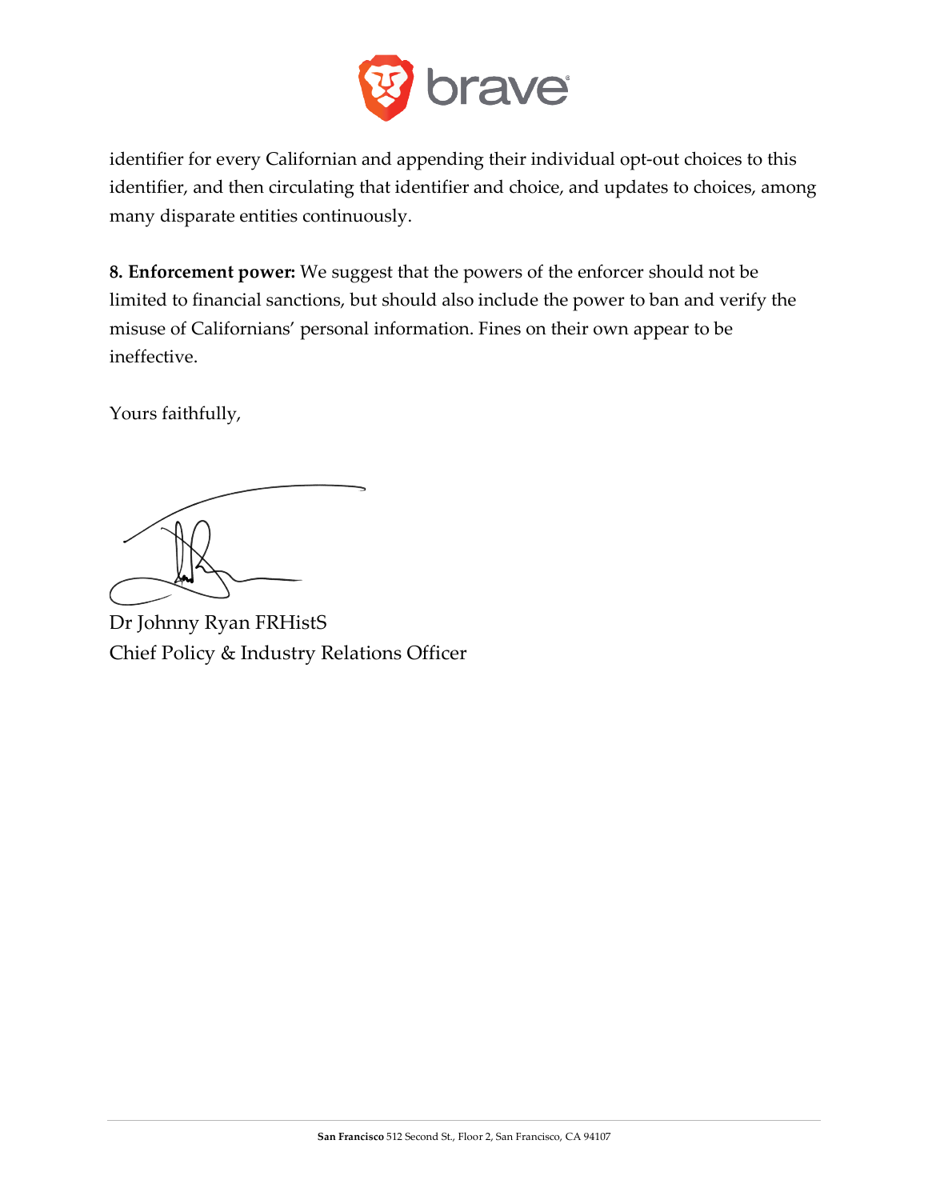identifier for every Californian and appending their individual opt-out choices to this identifier, and then circulating that identifier and choice, and updates to choices, among many disparate entities continuously.

**8. Enforcement power:** We suggest that the powers of the enforcer should not be limited to financial sanctions, but should also include the power to ban and verify the misuse of Californians' personal information. Fines on their own appear to be ineffective.

Yours faithfully,

Dr Johnny Ryan FRHistS
Chief Policy & Industry Relations Officer